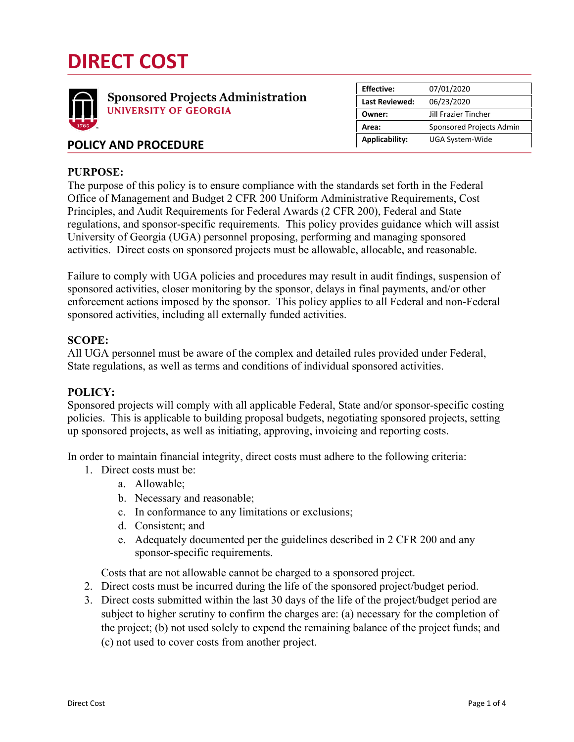# DIRECT COST

**Sponsored Projects Administration**
**UNIVERSITY OF GEORGIA**

| | |
|---|---|
| **Effective:** | 07/01/2020 |
| **Last Reviewed:** | 06/23/2020 |
| **Owner:** | Jill Frazier Tincher |
| **Area:** | Sponsored Projects Admin |
| **Applicability:** | UGA System-Wide |

## POLICY AND PROCEDURE

**PURPOSE:**
The purpose of this policy is to ensure compliance with the standards set forth in the Federal Office of Management and Budget 2 CFR 200 Uniform Administrative Requirements, Cost Principles, and Audit Requirements for Federal Awards (2 CFR 200), Federal and State regulations, and sponsor-specific requirements. This policy provides guidance which will assist University of Georgia (UGA) personnel proposing, performing and managing sponsored activities. Direct costs on sponsored projects must be allowable, allocable, and reasonable.

Failure to comply with UGA policies and procedures may result in audit findings, suspension of sponsored activities, closer monitoring by the sponsor, delays in final payments, and/or other enforcement actions imposed by the sponsor. This policy applies to all Federal and non-Federal sponsored activities, including all externally funded activities.

**SCOPE:**
All UGA personnel must be aware of the complex and detailed rules provided under Federal, State regulations, as well as terms and conditions of individual sponsored activities.

**POLICY:**
Sponsored projects will comply with all applicable Federal, State and/or sponsor-specific costing policies. This is applicable to building proposal budgets, negotiating sponsored projects, setting up sponsored projects, as well as initiating, approving, invoicing and reporting costs.

In order to maintain financial integrity, direct costs must adhere to the following criteria:

1. Direct costs must be:
   a. Allowable;
   b. Necessary and reasonable;
   c. In conformance to any limitations or exclusions;
   d. Consistent; and
   e. Adequately documented per the guidelines described in 2 CFR 200 and any sponsor-specific requirements.

   <u>Costs that are not allowable cannot be charged to a sponsored project.</u>
2. Direct costs must be incurred during the life of the sponsored project/budget period.
3. Direct costs submitted within the last 30 days of the life of the project/budget period are subject to higher scrutiny to confirm the charges are: (a) necessary for the completion of the project; (b) not used solely to expend the remaining balance of the project funds; and (c) not used to cover costs from another project.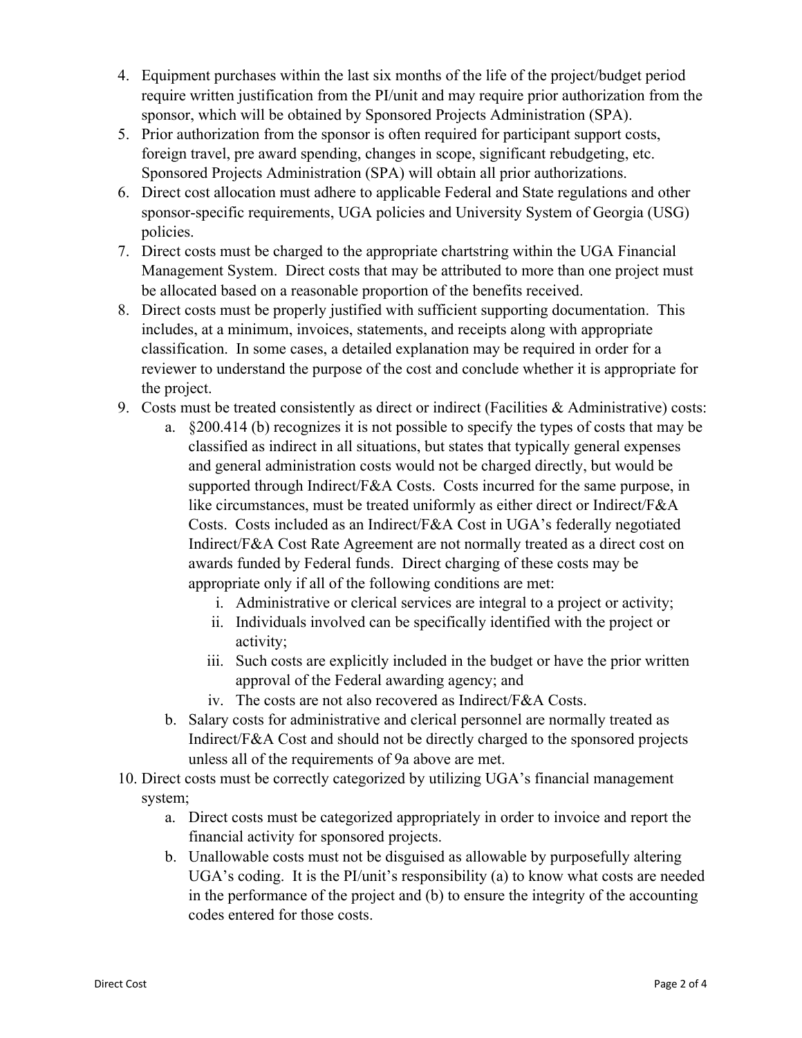4. Equipment purchases within the last six months of the life of the project/budget period require written justification from the PI/unit and may require prior authorization from the sponsor, which will be obtained by Sponsored Projects Administration (SPA).
5. Prior authorization from the sponsor is often required for participant support costs, foreign travel, pre award spending, changes in scope, significant rebudgeting, etc. Sponsored Projects Administration (SPA) will obtain all prior authorizations.
6. Direct cost allocation must adhere to applicable Federal and State regulations and other sponsor-specific requirements, UGA policies and University System of Georgia (USG) policies.
7. Direct costs must be charged to the appropriate chartstring within the UGA Financial Management System. Direct costs that may be attributed to more than one project must be allocated based on a reasonable proportion of the benefits received.
8. Direct costs must be properly justified with sufficient supporting documentation. This includes, at a minimum, invoices, statements, and receipts along with appropriate classification. In some cases, a detailed explanation may be required in order for a reviewer to understand the purpose of the cost and conclude whether it is appropriate for the project.
9. Costs must be treated consistently as direct or indirect (Facilities & Administrative) costs:
    a. §200.414 (b) recognizes it is not possible to specify the types of costs that may be classified as indirect in all situations, but states that typically general expenses and general administration costs would not be charged directly, but would be supported through Indirect/F&A Costs. Costs incurred for the same purpose, in like circumstances, must be treated uniformly as either direct or Indirect/F&A Costs. Costs included as an Indirect/F&A Cost in UGA's federally negotiated Indirect/F&A Cost Rate Agreement are not normally treated as a direct cost on awards funded by Federal funds. Direct charging of these costs may be appropriate only if all of the following conditions are met:
        i. Administrative or clerical services are integral to a project or activity;
        ii. Individuals involved can be specifically identified with the project or activity;
        iii. Such costs are explicitly included in the budget or have the prior written approval of the Federal awarding agency; and
        iv. The costs are not also recovered as Indirect/F&A Costs.
    b. Salary costs for administrative and clerical personnel are normally treated as Indirect/F&A Cost and should not be directly charged to the sponsored projects unless all of the requirements of 9a above are met.
10. Direct costs must be correctly categorized by utilizing UGA's financial management system;
    a. Direct costs must be categorized appropriately in order to invoice and report the financial activity for sponsored projects.
    b. Unallowable costs must not be disguised as allowable by purposefully altering UGA's coding. It is the PI/unit's responsibility (a) to know what costs are needed in the performance of the project and (b) to ensure the integrity of the accounting codes entered for those costs.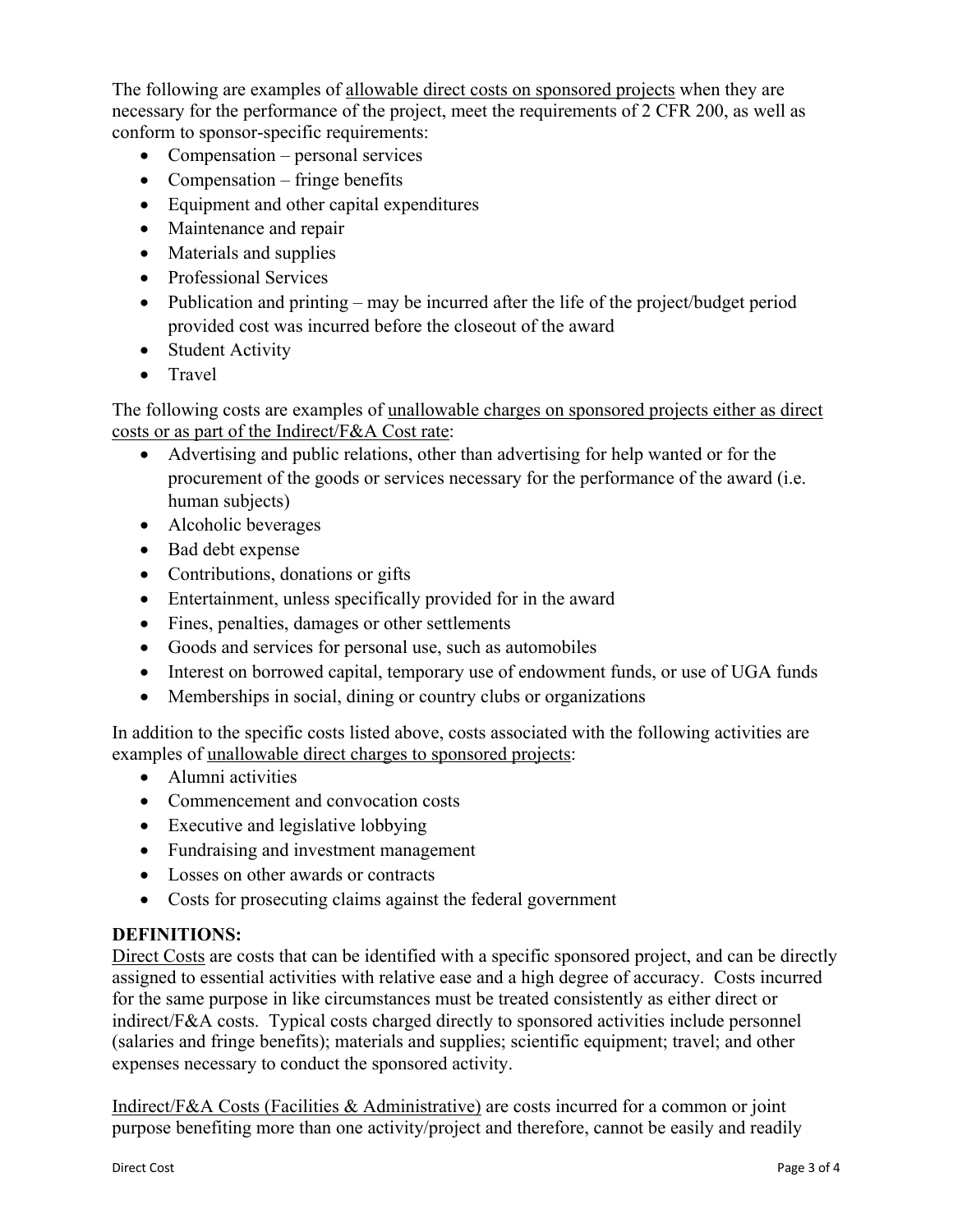The following are examples of <u>allowable direct costs on sponsored projects</u> when they are necessary for the performance of the project, meet the requirements of 2 CFR 200, as well as conform to sponsor-specific requirements:

- Compensation – personal services
- Compensation – fringe benefits
- Equipment and other capital expenditures
- Maintenance and repair
- Materials and supplies
- Professional Services
- Publication and printing – may be incurred after the life of the project/budget period provided cost was incurred before the closeout of the award
- Student Activity
- Travel

The following costs are examples of <u>unallowable charges on sponsored projects either as direct costs or as part of the Indirect/F&A Cost rate</u>:

- Advertising and public relations, other than advertising for help wanted or for the procurement of the goods or services necessary for the performance of the award (i.e. human subjects)
- Alcoholic beverages
- Bad debt expense
- Contributions, donations or gifts
- Entertainment, unless specifically provided for in the award
- Fines, penalties, damages or other settlements
- Goods and services for personal use, such as automobiles
- Interest on borrowed capital, temporary use of endowment funds, or use of UGA funds
- Memberships in social, dining or country clubs or organizations

In addition to the specific costs listed above, costs associated with the following activities are examples of <u>unallowable direct charges to sponsored projects</u>:

- Alumni activities
- Commencement and convocation costs
- Executive and legislative lobbying
- Fundraising and investment management
- Losses on other awards or contracts
- Costs for prosecuting claims against the federal government

**DEFINITIONS:**

<u>Direct Costs</u> are costs that can be identified with a specific sponsored project, and can be directly assigned to essential activities with relative ease and a high degree of accuracy. Costs incurred for the same purpose in like circumstances must be treated consistently as either direct or indirect/F&A costs. Typical costs charged directly to sponsored activities include personnel (salaries and fringe benefits); materials and supplies; scientific equipment; travel; and other expenses necessary to conduct the sponsored activity.

<u>Indirect/F&A Costs (Facilities & Administrative)</u> are costs incurred for a common or joint purpose benefiting more than one activity/project and therefore, cannot be easily and readily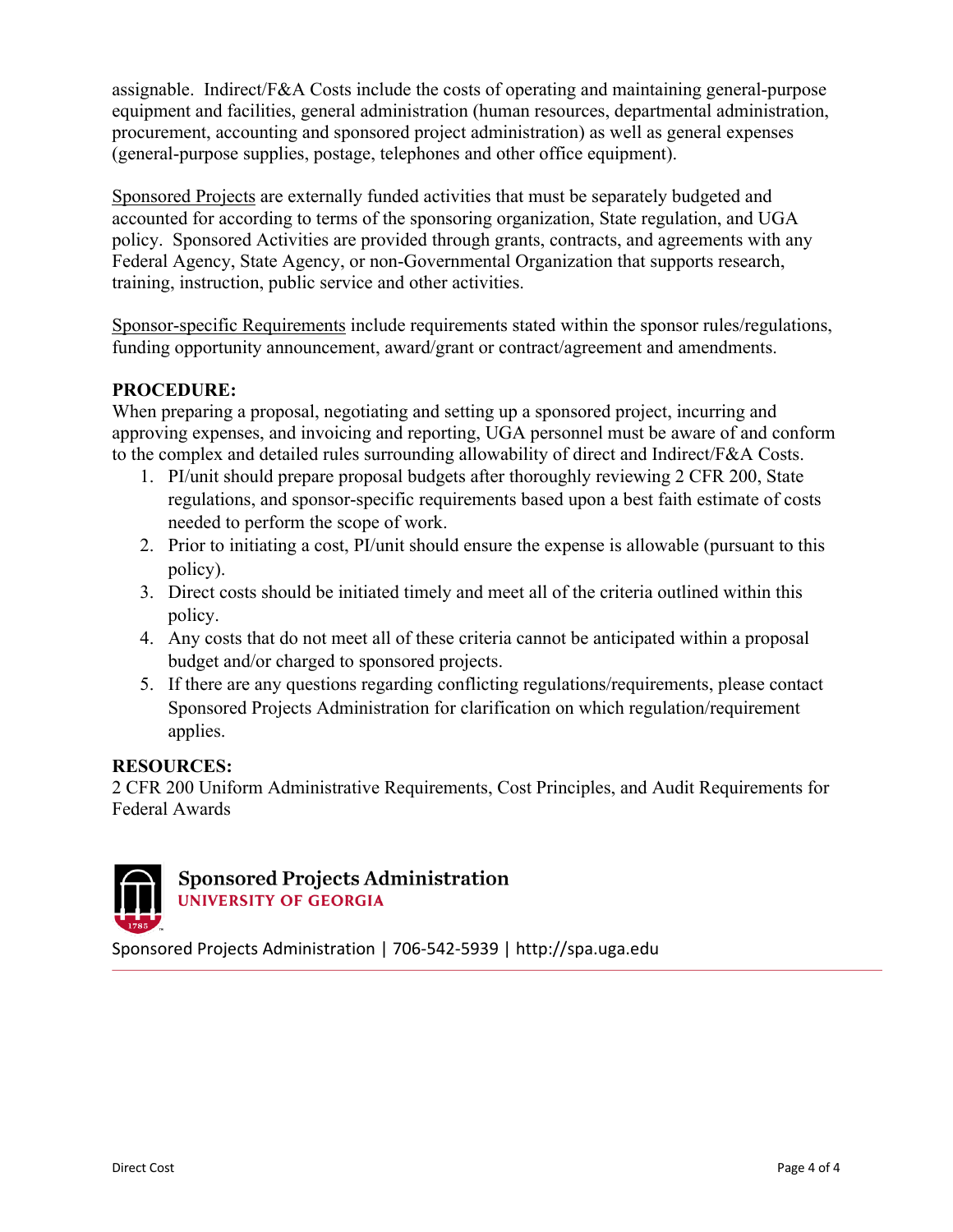assignable. Indirect/F&A Costs include the costs of operating and maintaining general-purpose equipment and facilities, general administration (human resources, departmental administration, procurement, accounting and sponsored project administration) as well as general expenses (general-purpose supplies, postage, telephones and other office equipment).

Sponsored Projects are externally funded activities that must be separately budgeted and accounted for according to terms of the sponsoring organization, State regulation, and UGA policy. Sponsored Activities are provided through grants, contracts, and agreements with any Federal Agency, State Agency, or non-Governmental Organization that supports research, training, instruction, public service and other activities.

Sponsor-specific Requirements include requirements stated within the sponsor rules/regulations, funding opportunity announcement, award/grant or contract/agreement and amendments.

**PROCEDURE:**

When preparing a proposal, negotiating and setting up a sponsored project, incurring and approving expenses, and invoicing and reporting, UGA personnel must be aware of and conform to the complex and detailed rules surrounding allowability of direct and Indirect/F&A Costs.

1. PI/unit should prepare proposal budgets after thoroughly reviewing 2 CFR 200, State regulations, and sponsor-specific requirements based upon a best faith estimate of costs needed to perform the scope of work.
2. Prior to initiating a cost, PI/unit should ensure the expense is allowable (pursuant to this policy).
3. Direct costs should be initiated timely and meet all of the criteria outlined within this policy.
4. Any costs that do not meet all of these criteria cannot be anticipated within a proposal budget and/or charged to sponsored projects.
5. If there are any questions regarding conflicting regulations/requirements, please contact Sponsored Projects Administration for clarification on which regulation/requirement applies.

**RESOURCES:**

2 CFR 200 Uniform Administrative Requirements, Cost Principles, and Audit Requirements for Federal Awards

**Sponsored Projects Administration**
UNIVERSITY OF GEORGIA

Sponsored Projects Administration | 706-542-5939 | http://spa.uga.edu